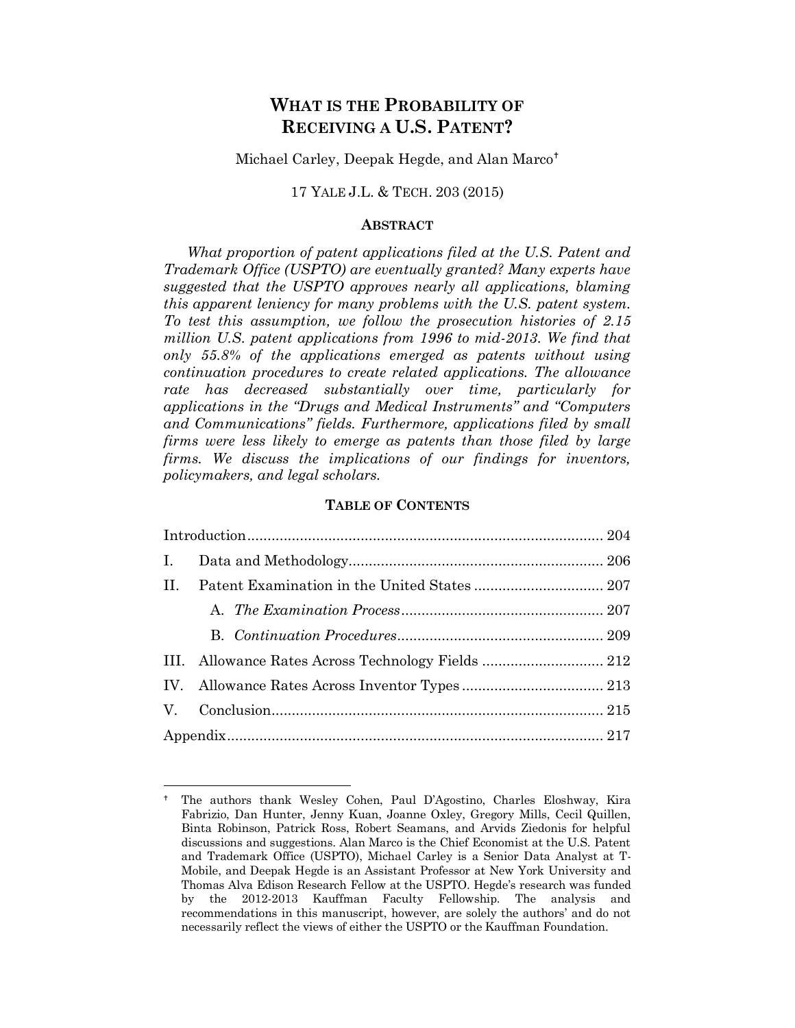# WHAT IS THE PROBABILITY OF RECEIVING A U.S. PATENT?

Michael Carley, Deepak Hegde, and Alan Marco[†]

17 YALE J.L. & TECH. 203 (2015)

## ABSTRACT

*What proportion of patent applications filed at the U.S. Patent and Trademark Office (USPTO) are eventually granted? Many experts have suggested that the USPTO approves nearly all applications, blaming this apparent leniency for many problems with the U.S. patent system. To test this assumption, we follow the prosecution histories of 2.15 million U.S. patent applications from 1996 to mid-2013. We find that only 55.8% of the applications emerged as patents without using continuation procedures to create related applications. The allowance rate has decreased substantially over time, particularly for applications in the "Drugs and Medical Instruments" and "Computers and Communications" fields. Furthermore, applications filed by small firms were less likely to emerge as patents than those filed by large firms. We discuss the implications of our findings for inventors, policymakers, and legal scholars.*

## TABLE OF CONTENTS

| | |
|---|---|
| Introduction | 204 |
| I. Data and Methodology | 206 |
| II. Patent Examination in the United States | 207 |
| A. *The Examination Process* | 207 |
| B. *Continuation Procedures* | 209 |
| III. Allowance Rates Across Technology Fields | 212 |
| IV. Allowance Rates Across Inventor Types | 213 |
| V. Conclusion | 215 |
| Appendix | 217 |

---

[†] The authors thank Wesley Cohen, Paul D'Agostino, Charles Eloshway, Kira Fabrizio, Dan Hunter, Jenny Kuan, Joanne Oxley, Gregory Mills, Cecil Quillen, Binta Robinson, Patrick Ross, Robert Seamans, and Arvids Ziedonis for helpful discussions and suggestions. Alan Marco is the Chief Economist at the U.S. Patent and Trademark Office (USPTO), Michael Carley is a Senior Data Analyst at T-Mobile, and Deepak Hegde is an Assistant Professor at New York University and Thomas Alva Edison Research Fellow at the USPTO. Hegde's research was funded by the 2012-2013 Kauffman Faculty Fellowship. The analysis and recommendations in this manuscript, however, are solely the authors' and do not necessarily reflect the views of either the USPTO or the Kauffman Foundation.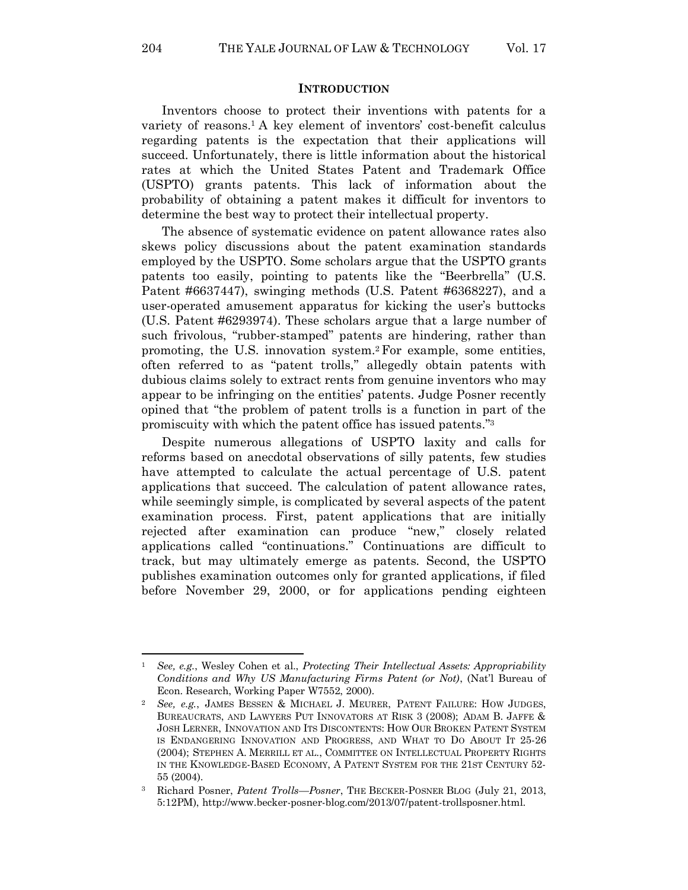## INTRODUCTION

Inventors choose to protect their inventions with patents for a variety of reasons.[1] A key element of inventors' cost-benefit calculus regarding patents is the expectation that their applications will succeed. Unfortunately, there is little information about the historical rates at which the United States Patent and Trademark Office (USPTO) grants patents. This lack of information about the probability of obtaining a patent makes it difficult for inventors to determine the best way to protect their intellectual property.

The absence of systematic evidence on patent allowance rates also skews policy discussions about the patent examination standards employed by the USPTO. Some scholars argue that the USPTO grants patents too easily, pointing to patents like the "Beerbrella" (U.S. Patent #6637447), swinging methods (U.S. Patent #6368227), and a user-operated amusement apparatus for kicking the user's buttocks (U.S. Patent #6293974). These scholars argue that a large number of such frivolous, "rubber-stamped" patents are hindering, rather than promoting, the U.S. innovation system.[2] For example, some entities, often referred to as "patent trolls," allegedly obtain patents with dubious claims solely to extract rents from genuine inventors who may appear to be infringing on the entities' patents. Judge Posner recently opined that "the problem of patent trolls is a function in part of the promiscuity with which the patent office has issued patents."[3]

Despite numerous allegations of USPTO laxity and calls for reforms based on anecdotal observations of silly patents, few studies have attempted to calculate the actual percentage of U.S. patent applications that succeed. The calculation of patent allowance rates, while seemingly simple, is complicated by several aspects of the patent examination process. First, patent applications that are initially rejected after examination can produce "new," closely related applications called "continuations." Continuations are difficult to track, but may ultimately emerge as patents. Second, the USPTO publishes examination outcomes only for granted applications, if filed before November 29, 2000, or for applications pending eighteen

---

[1] *See, e.g.*, Wesley Cohen et al., *Protecting Their Intellectual Assets: Appropriability Conditions and Why US Manufacturing Firms Patent (or Not)*, (Nat'l Bureau of Econ. Research, Working Paper W7552, 2000).

[2] *See, e.g.*, JAMES BESSEN & MICHAEL J. MEURER, PATENT FAILURE: HOW JUDGES, BUREAUCRATS, AND LAWYERS PUT INNOVATORS AT RISK 3 (2008); ADAM B. JAFFE & JOSH LERNER, INNOVATION AND ITS DISCONTENTS: HOW OUR BROKEN PATENT SYSTEM IS ENDANGERING INNOVATION AND PROGRESS, AND WHAT TO DO ABOUT IT 25-26 (2004); STEPHEN A. MERRILL ET AL., COMMITTEE ON INTELLECTUAL PROPERTY RIGHTS IN THE KNOWLEDGE-BASED ECONOMY, A PATENT SYSTEM FOR THE 21ST CENTURY 52-55 (2004).

[3] Richard Posner, *Patent Trolls—Posner*, THE BECKER-POSNER BLOG (July 21, 2013, 5:12PM), http://www.becker-posner-blog.com/2013/07/patent-trollsposner.html.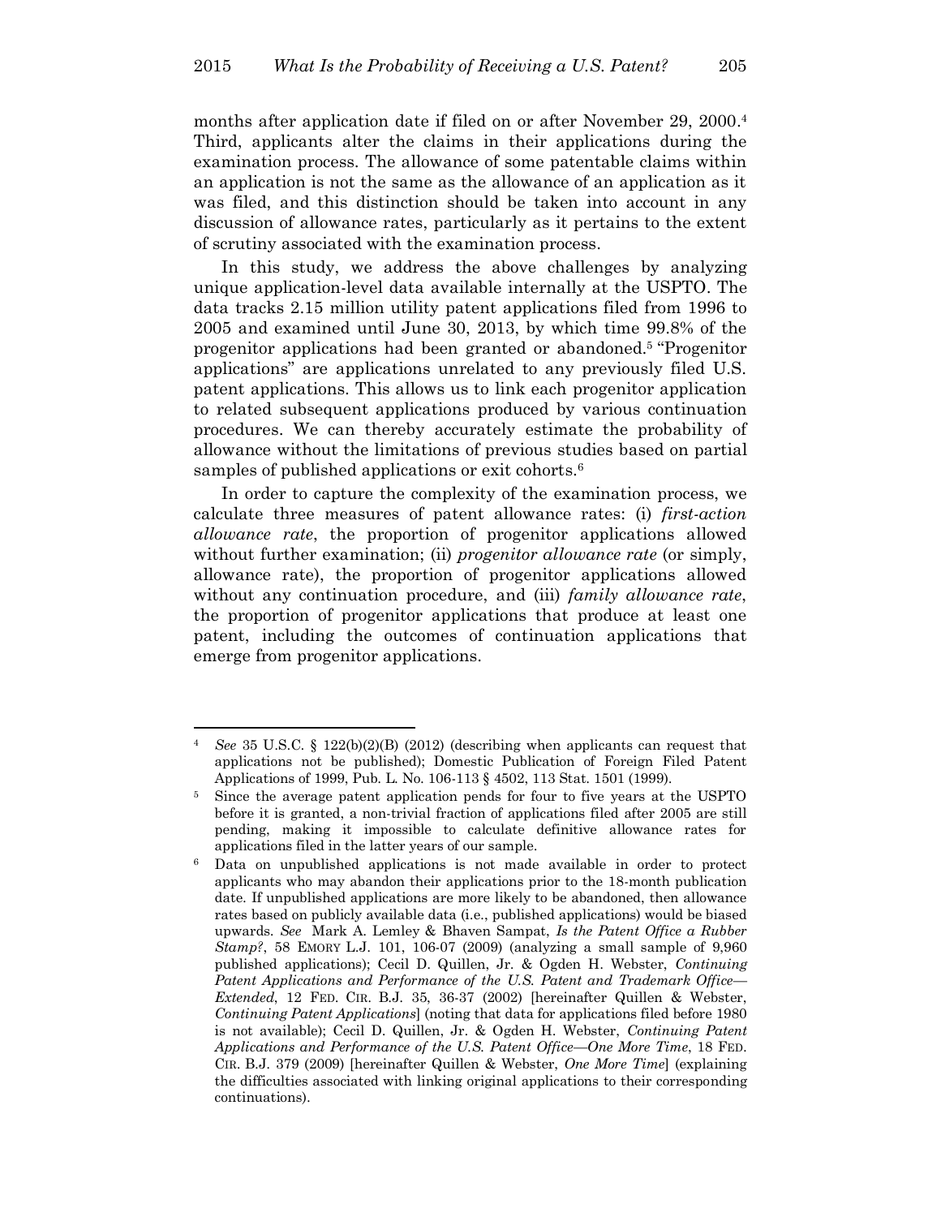months after application date if filed on or after November 29, 2000.[4] Third, applicants alter the claims in their applications during the examination process. The allowance of some patentable claims within an application is not the same as the allowance of an application as it was filed, and this distinction should be taken into account in any discussion of allowance rates, particularly as it pertains to the extent of scrutiny associated with the examination process.

In this study, we address the above challenges by analyzing unique application-level data available internally at the USPTO. The data tracks 2.15 million utility patent applications filed from 1996 to 2005 and examined until June 30, 2013, by which time 99.8% of the progenitor applications had been granted or abandoned.[5] "Progenitor applications" are applications unrelated to any previously filed U.S. patent applications. This allows us to link each progenitor application to related subsequent applications produced by various continuation procedures. We can thereby accurately estimate the probability of allowance without the limitations of previous studies based on partial samples of published applications or exit cohorts.[6]

In order to capture the complexity of the examination process, we calculate three measures of patent allowance rates: (i) *first-action allowance rate*, the proportion of progenitor applications allowed without further examination; (ii) *progenitor allowance rate* (or simply, allowance rate), the proportion of progenitor applications allowed without any continuation procedure, and (iii) *family allowance rate*, the proportion of progenitor applications that produce at least one patent, including the outcomes of continuation applications that emerge from progenitor applications.

---

[4] *See* 35 U.S.C. § 122(b)(2)(B) (2012) (describing when applicants can request that applications not be published); Domestic Publication of Foreign Filed Patent Applications of 1999, Pub. L. No. 106-113 § 4502, 113 Stat. 1501 (1999).

[5] Since the average patent application pends for four to five years at the USPTO before it is granted, a non-trivial fraction of applications filed after 2005 are still pending, making it impossible to calculate definitive allowance rates for applications filed in the latter years of our sample.

[6] Data on unpublished applications is not made available in order to protect applicants who may abandon their applications prior to the 18-month publication date. If unpublished applications are more likely to be abandoned, then allowance rates based on publicly available data (i.e., published applications) would be biased upwards. *See* Mark A. Lemley & Bhaven Sampat, *Is the Patent Office a Rubber Stamp?*, 58 EMORY L.J. 101, 106-07 (2009) (analyzing a small sample of 9,960 published applications); Cecil D. Quillen, Jr. & Ogden H. Webster, *Continuing Patent Applications and Performance of the U.S. Patent and Trademark Office—Extended*, 12 FED. CIR. B.J. 35, 36-37 (2002) [hereinafter Quillen & Webster, *Continuing Patent Applications*] (noting that data for applications filed before 1980 is not available); Cecil D. Quillen, Jr. & Ogden H. Webster, *Continuing Patent Applications and Performance of the U.S. Patent Office—One More Time*, 18 FED. CIR. B.J. 379 (2009) [hereinafter Quillen & Webster, *One More Time*] (explaining the difficulties associated with linking original applications to their corresponding continuations).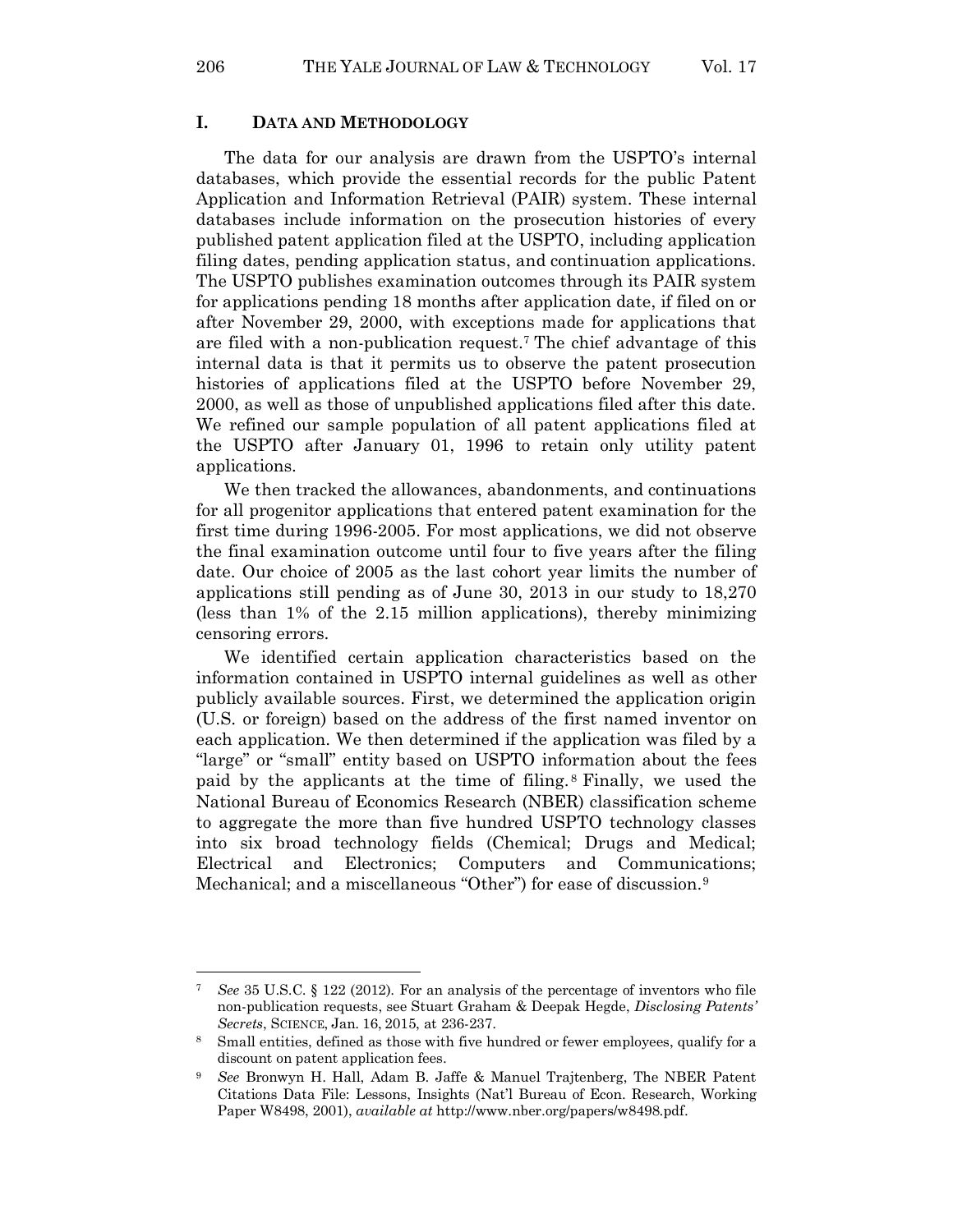## I. DATA AND METHODOLOGY

The data for our analysis are drawn from the USPTO's internal databases, which provide the essential records for the public Patent Application and Information Retrieval (PAIR) system. These internal databases include information on the prosecution histories of every published patent application filed at the USPTO, including application filing dates, pending application status, and continuation applications. The USPTO publishes examination outcomes through its PAIR system for applications pending 18 months after application date, if filed on or after November 29, 2000, with exceptions made for applications that are filed with a non-publication request.[7] The chief advantage of this internal data is that it permits us to observe the patent prosecution histories of applications filed at the USPTO before November 29, 2000, as well as those of unpublished applications filed after this date. We refined our sample population of all patent applications filed at the USPTO after January 01, 1996 to retain only utility patent applications.

We then tracked the allowances, abandonments, and continuations for all progenitor applications that entered patent examination for the first time during 1996-2005. For most applications, we did not observe the final examination outcome until four to five years after the filing date. Our choice of 2005 as the last cohort year limits the number of applications still pending as of June 30, 2013 in our study to 18,270 (less than 1% of the 2.15 million applications), thereby minimizing censoring errors.

We identified certain application characteristics based on the information contained in USPTO internal guidelines as well as other publicly available sources. First, we determined the application origin (U.S. or foreign) based on the address of the first named inventor on each application. We then determined if the application was filed by a "large" or "small" entity based on USPTO information about the fees paid by the applicants at the time of filing.[8] Finally, we used the National Bureau of Economics Research (NBER) classification scheme to aggregate the more than five hundred USPTO technology classes into six broad technology fields (Chemical; Drugs and Medical; Electrical and Electronics; Computers and Communications; Mechanical; and a miscellaneous "Other") for ease of discussion.[9]

---

[7] *See* 35 U.S.C. § 122 (2012). For an analysis of the percentage of inventors who file non-publication requests, see Stuart Graham & Deepak Hegde, *Disclosing Patents' Secrets*, SCIENCE, Jan. 16, 2015, at 236-237.

[8] Small entities, defined as those with five hundred or fewer employees, qualify for a discount on patent application fees.

[9] *See* Bronwyn H. Hall, Adam B. Jaffe & Manuel Trajtenberg, The NBER Patent Citations Data File: Lessons, Insights (Nat'l Bureau of Econ. Research, Working Paper W8498, 2001), *available at* http://www.nber.org/papers/w8498.pdf.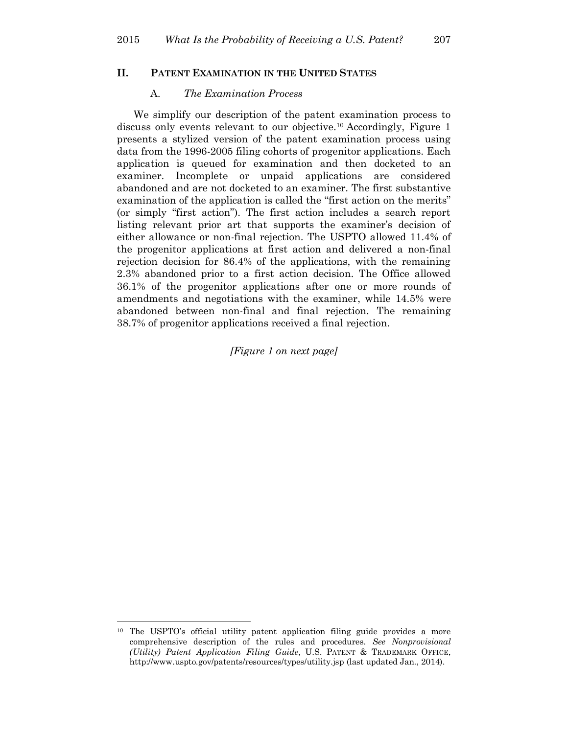## II. PATENT EXAMINATION IN THE UNITED STATES

### A. *The Examination Process*

We simplify our description of the patent examination process to discuss only events relevant to our objective.[10] Accordingly, Figure 1 presents a stylized version of the patent examination process using data from the 1996-2005 filing cohorts of progenitor applications. Each application is queued for examination and then docketed to an examiner. Incomplete or unpaid applications are considered abandoned and are not docketed to an examiner. The first substantive examination of the application is called the "first action on the merits" (or simply "first action"). The first action includes a search report listing relevant prior art that supports the examiner's decision of either allowance or non-final rejection. The USPTO allowed 11.4% of the progenitor applications at first action and delivered a non-final rejection decision for 86.4% of the applications, with the remaining 2.3% abandoned prior to a first action decision. The Office allowed 36.1% of the progenitor applications after one or more rounds of amendments and negotiations with the examiner, while 14.5% were abandoned between non-final and final rejection. The remaining 38.7% of progenitor applications received a final rejection.

*[Figure 1 on next page]*

---

[10] The USPTO's official utility patent application filing guide provides a more comprehensive description of the rules and procedures. *See Nonprovisional (Utility) Patent Application Filing Guide*, U.S. PATENT & TRADEMARK OFFICE, http://www.uspto.gov/patents/resources/types/utility.jsp (last updated Jan., 2014).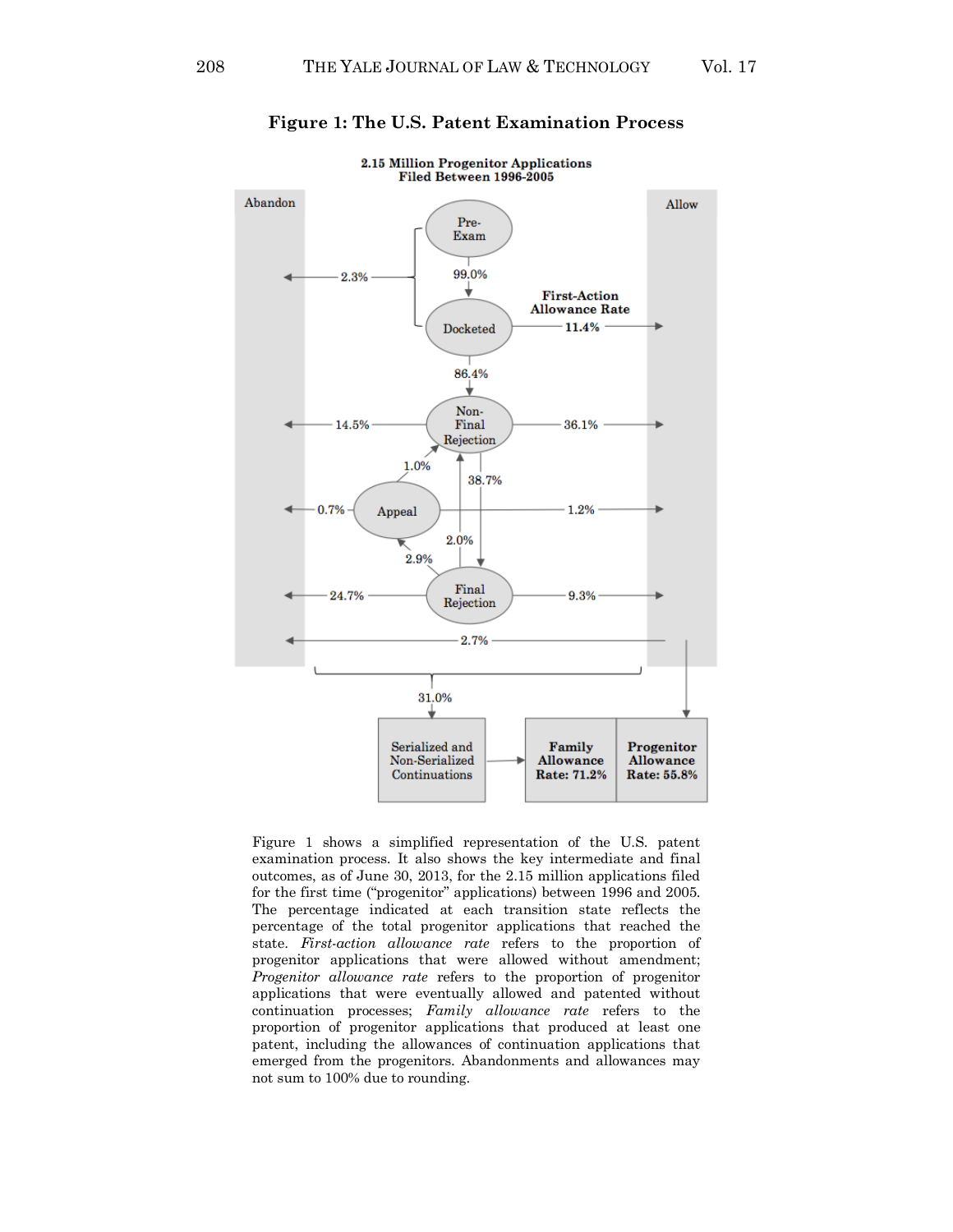**Figure 1: The U.S. Patent Examination Process**

Figure 1 shows a simplified representation of the U.S. patent examination process. It also shows the key intermediate and final outcomes, as of June 30, 2013, for the 2.15 million applications filed for the first time ("progenitor" applications) between 1996 and 2005. The percentage indicated at each transition state reflects the percentage of the total progenitor applications that reached the state. *First-action allowance rate* refers to the proportion of progenitor applications that were allowed without amendment; *Progenitor allowance rate* refers to the proportion of progenitor applications that were eventually allowed and patented without continuation processes; *Family allowance rate* refers to the proportion of progenitor applications that produced at least one patent, including the allowances of continuation applications that emerged from the progenitors. Abandonments and allowances may not sum to 100% due to rounding.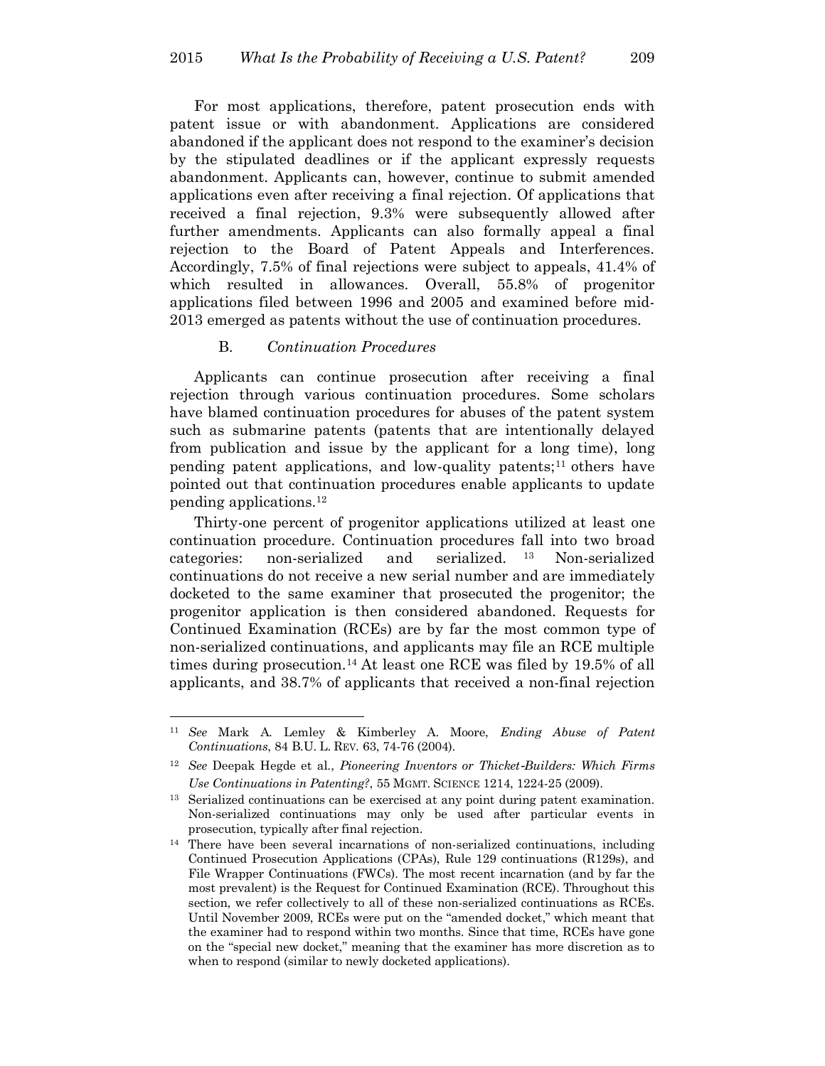For most applications, therefore, patent prosecution ends with patent issue or with abandonment. Applications are considered abandoned if the applicant does not respond to the examiner's decision by the stipulated deadlines or if the applicant expressly requests abandonment. Applicants can, however, continue to submit amended applications even after receiving a final rejection. Of applications that received a final rejection, 9.3% were subsequently allowed after further amendments. Applicants can also formally appeal a final rejection to the Board of Patent Appeals and Interferences. Accordingly, 7.5% of final rejections were subject to appeals, 41.4% of which resulted in allowances. Overall, 55.8% of progenitor applications filed between 1996 and 2005 and examined before mid-2013 emerged as patents without the use of continuation procedures.

### B. *Continuation Procedures*

Applicants can continue prosecution after receiving a final rejection through various continuation procedures. Some scholars have blamed continuation procedures for abuses of the patent system such as submarine patents (patents that are intentionally delayed from publication and issue by the applicant for a long time), long pending patent applications, and low-quality patents;[11] others have pointed out that continuation procedures enable applicants to update pending applications.[12]

Thirty-one percent of progenitor applications utilized at least one continuation procedure. Continuation procedures fall into two broad categories: non-serialized and serialized.[13] Non-serialized continuations do not receive a new serial number and are immediately docketed to the same examiner that prosecuted the progenitor; the progenitor application is then considered abandoned. Requests for Continued Examination (RCEs) are by far the most common type of non-serialized continuations, and applicants may file an RCE multiple times during prosecution.[14] At least one RCE was filed by 19.5% of all applicants, and 38.7% of applicants that received a non-final rejection

---

[11] *See* Mark A. Lemley & Kimberley A. Moore, *Ending Abuse of Patent Continuations*, 84 B.U. L. REV. 63, 74-76 (2004).

[12] *See* Deepak Hegde et al., *Pioneering Inventors or Thicket-Builders: Which Firms Use Continuations in Patenting?*, 55 MGMT. SCIENCE 1214, 1224-25 (2009).

[13] Serialized continuations can be exercised at any point during patent examination. Non-serialized continuations may only be used after particular events in prosecution, typically after final rejection.

[14] There have been several incarnations of non-serialized continuations, including Continued Prosecution Applications (CPAs), Rule 129 continuations (R129s), and File Wrapper Continuations (FWCs). The most recent incarnation (and by far the most prevalent) is the Request for Continued Examination (RCE). Throughout this section, we refer collectively to all of these non-serialized continuations as RCEs. Until November 2009, RCEs were put on the "amended docket," which meant that the examiner had to respond within two months. Since that time, RCEs have gone on the "special new docket," meaning that the examiner has more discretion as to when to respond (similar to newly docketed applications).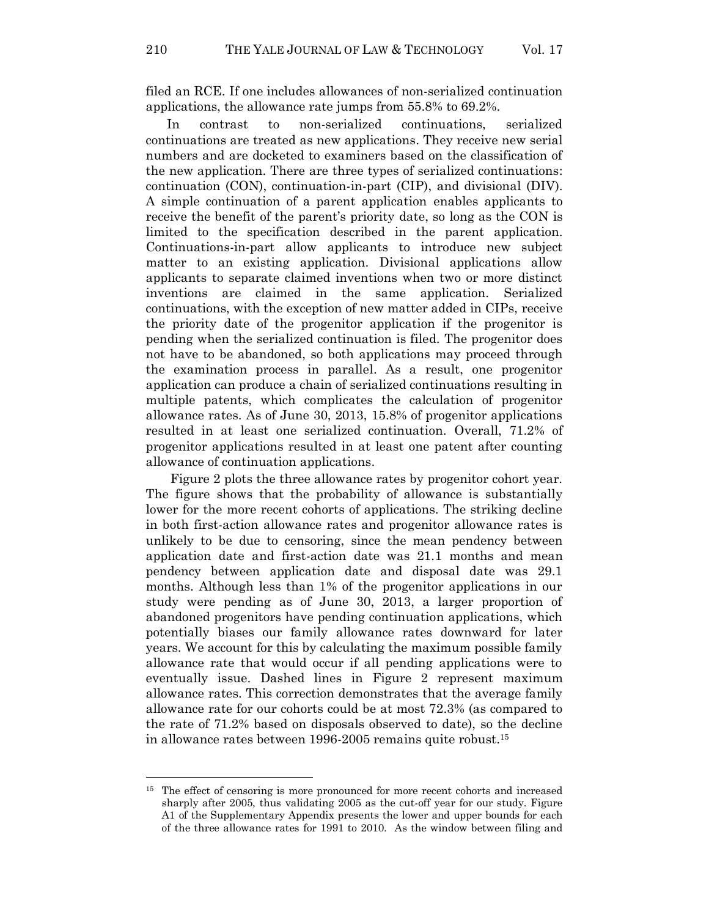filed an RCE. If one includes allowances of non-serialized continuation applications, the allowance rate jumps from 55.8% to 69.2%.

In contrast to non-serialized continuations, serialized continuations are treated as new applications. They receive new serial numbers and are docketed to examiners based on the classification of the new application. There are three types of serialized continuations: continuation (CON), continuation-in-part (CIP), and divisional (DIV). A simple continuation of a parent application enables applicants to receive the benefit of the parent's priority date, so long as the CON is limited to the specification described in the parent application. Continuations-in-part allow applicants to introduce new subject matter to an existing application. Divisional applications allow applicants to separate claimed inventions when two or more distinct inventions are claimed in the same application. Serialized continuations, with the exception of new matter added in CIPs, receive the priority date of the progenitor application if the progenitor is pending when the serialized continuation is filed. The progenitor does not have to be abandoned, so both applications may proceed through the examination process in parallel. As a result, one progenitor application can produce a chain of serialized continuations resulting in multiple patents, which complicates the calculation of progenitor allowance rates. As of June 30, 2013, 15.8% of progenitor applications resulted in at least one serialized continuation. Overall, 71.2% of progenitor applications resulted in at least one patent after counting allowance of continuation applications.

Figure 2 plots the three allowance rates by progenitor cohort year. The figure shows that the probability of allowance is substantially lower for the more recent cohorts of applications. The striking decline in both first-action allowance rates and progenitor allowance rates is unlikely to be due to censoring, since the mean pendency between application date and first-action date was 21.1 months and mean pendency between application date and disposal date was 29.1 months. Although less than 1% of the progenitor applications in our study were pending as of June 30, 2013, a larger proportion of abandoned progenitors have pending continuation applications, which potentially biases our family allowance rates downward for later years. We account for this by calculating the maximum possible family allowance rate that would occur if all pending applications were to eventually issue. Dashed lines in Figure 2 represent maximum allowance rates. This correction demonstrates that the average family allowance rate for our cohorts could be at most 72.3% (as compared to the rate of 71.2% based on disposals observed to date), so the decline in allowance rates between 1996-2005 remains quite robust.[15]

[15] The effect of censoring is more pronounced for more recent cohorts and increased sharply after 2005, thus validating 2005 as the cut-off year for our study. Figure A1 of the Supplementary Appendix presents the lower and upper bounds for each of the three allowance rates for 1991 to 2010. As the window between filing and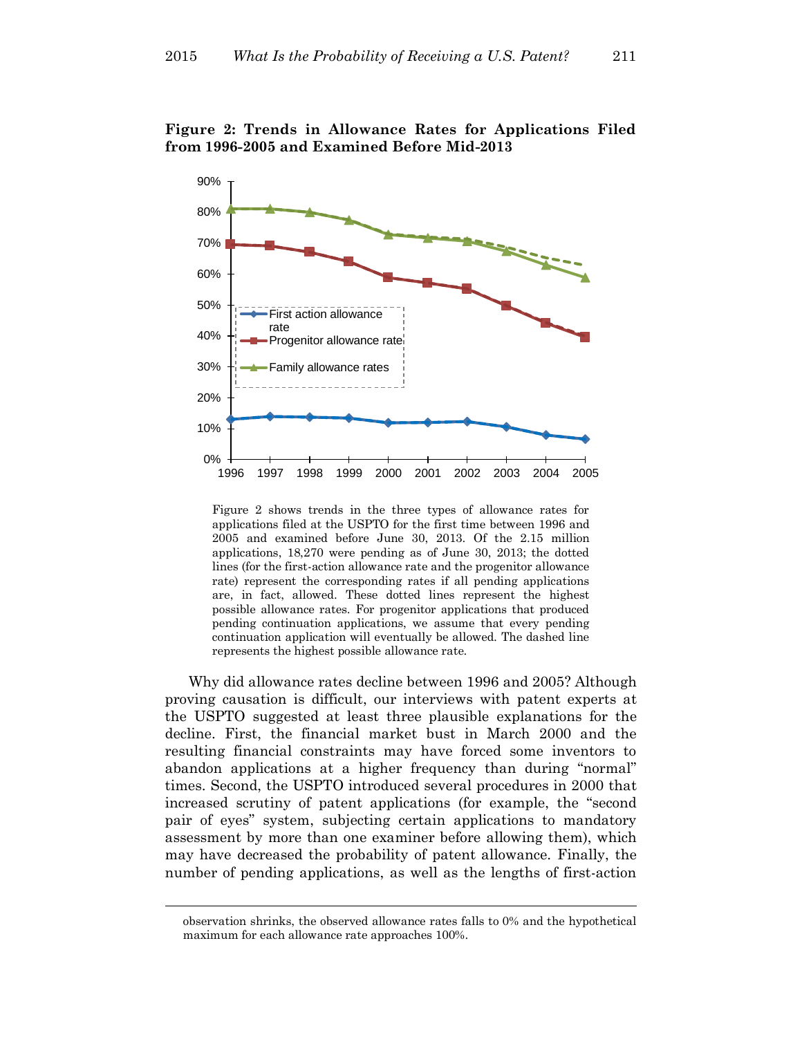**Figure 2: Trends in Allowance Rates for Applications Filed from 1996-2005 and Examined Before Mid-2013**

Figure 2 shows trends in the three types of allowance rates for applications filed at the USPTO for the first time between 1996 and 2005 and examined before June 30, 2013. Of the 2.15 million applications, 18,270 were pending as of June 30, 2013; the dotted lines (for the first-action allowance rate and the progenitor allowance rate) represent the corresponding rates if all pending applications are, in fact, allowed. These dotted lines represent the highest possible allowance rates. For progenitor applications that produced pending continuation applications, we assume that every pending continuation application will eventually be allowed. The dashed line represents the highest possible allowance rate.

Why did allowance rates decline between 1996 and 2005? Although proving causation is difficult, our interviews with patent experts at the USPTO suggested at least three plausible explanations for the decline. First, the financial market bust in March 2000 and the resulting financial constraints may have forced some inventors to abandon applications at a higher frequency than during "normal" times. Second, the USPTO introduced several procedures in 2000 that increased scrutiny of patent applications (for example, the "second pair of eyes" system, subjecting certain applications to mandatory assessment by more than one examiner before allowing them), which may have decreased the probability of patent allowance. Finally, the number of pending applications, as well as the lengths of first-action

observation shrinks, the observed allowance rates falls to 0% and the hypothetical maximum for each allowance rate approaches 100%.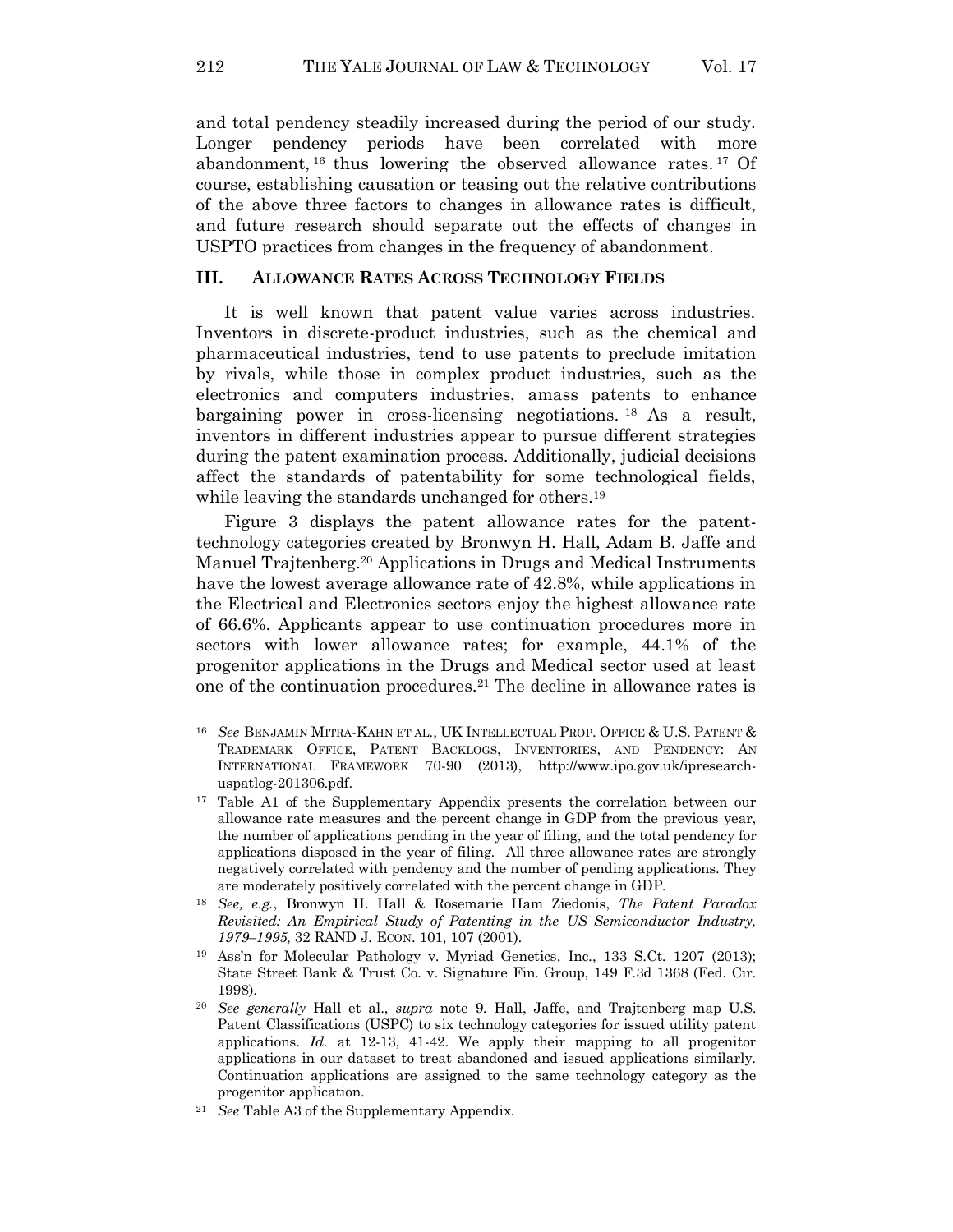and total pendency steadily increased during the period of our study. Longer pendency periods have been correlated with more abandonment,[16] thus lowering the observed allowance rates.[17] Of course, establishing causation or teasing out the relative contributions of the above three factors to changes in allowance rates is difficult, and future research should separate out the effects of changes in USPTO practices from changes in the frequency of abandonment.

## III. ALLOWANCE RATES ACROSS TECHNOLOGY FIELDS

It is well known that patent value varies across industries. Inventors in discrete-product industries, such as the chemical and pharmaceutical industries, tend to use patents to preclude imitation by rivals, while those in complex product industries, such as the electronics and computers industries, amass patents to enhance bargaining power in cross-licensing negotiations.[18] As a result, inventors in different industries appear to pursue different strategies during the patent examination process. Additionally, judicial decisions affect the standards of patentability for some technological fields, while leaving the standards unchanged for others.[19]

Figure 3 displays the patent allowance rates for the patent-technology categories created by Bronwyn H. Hall, Adam B. Jaffe and Manuel Trajtenberg.[20] Applications in Drugs and Medical Instruments have the lowest average allowance rate of 42.8%, while applications in the Electrical and Electronics sectors enjoy the highest allowance rate of 66.6%. Applicants appear to use continuation procedures more in sectors with lower allowance rates; for example, 44.1% of the progenitor applications in the Drugs and Medical sector used at least one of the continuation procedures.[21] The decline in allowance rates is

---

[16] *See* BENJAMIN MITRA-KAHN ET AL., UK INTELLECTUAL PROP. OFFICE & U.S. PATENT & TRADEMARK OFFICE, PATENT BACKLOGS, INVENTORIES, AND PENDENCY: AN INTERNATIONAL FRAMEWORK 70-90 (2013), http://www.ipo.gov.uk/ipresearch-uspatlog-201306.pdf.

[17] Table A1 of the Supplementary Appendix presents the correlation between our allowance rate measures and the percent change in GDP from the previous year, the number of applications pending in the year of filing, and the total pendency for applications disposed in the year of filing. All three allowance rates are strongly negatively correlated with pendency and the number of pending applications. They are moderately positively correlated with the percent change in GDP.

[18] *See, e.g.*, Bronwyn H. Hall & Rosemarie Ham Ziedonis, *The Patent Paradox Revisited: An Empirical Study of Patenting in the US Semiconductor Industry, 1979–1995*, 32 RAND J. ECON. 101, 107 (2001).

[19] Ass'n for Molecular Pathology v. Myriad Genetics, Inc., 133 S.Ct. 1207 (2013); State Street Bank & Trust Co. v. Signature Fin. Group, 149 F.3d 1368 (Fed. Cir. 1998).

[20] *See generally* Hall et al., *supra* note 9. Hall, Jaffe, and Trajtenberg map U.S. Patent Classifications (USPC) to six technology categories for issued utility patent applications. *Id.* at 12-13, 41-42. We apply their mapping to all progenitor applications in our dataset to treat abandoned and issued applications similarly. Continuation applications are assigned to the same technology category as the progenitor application.

[21] *See* Table A3 of the Supplementary Appendix.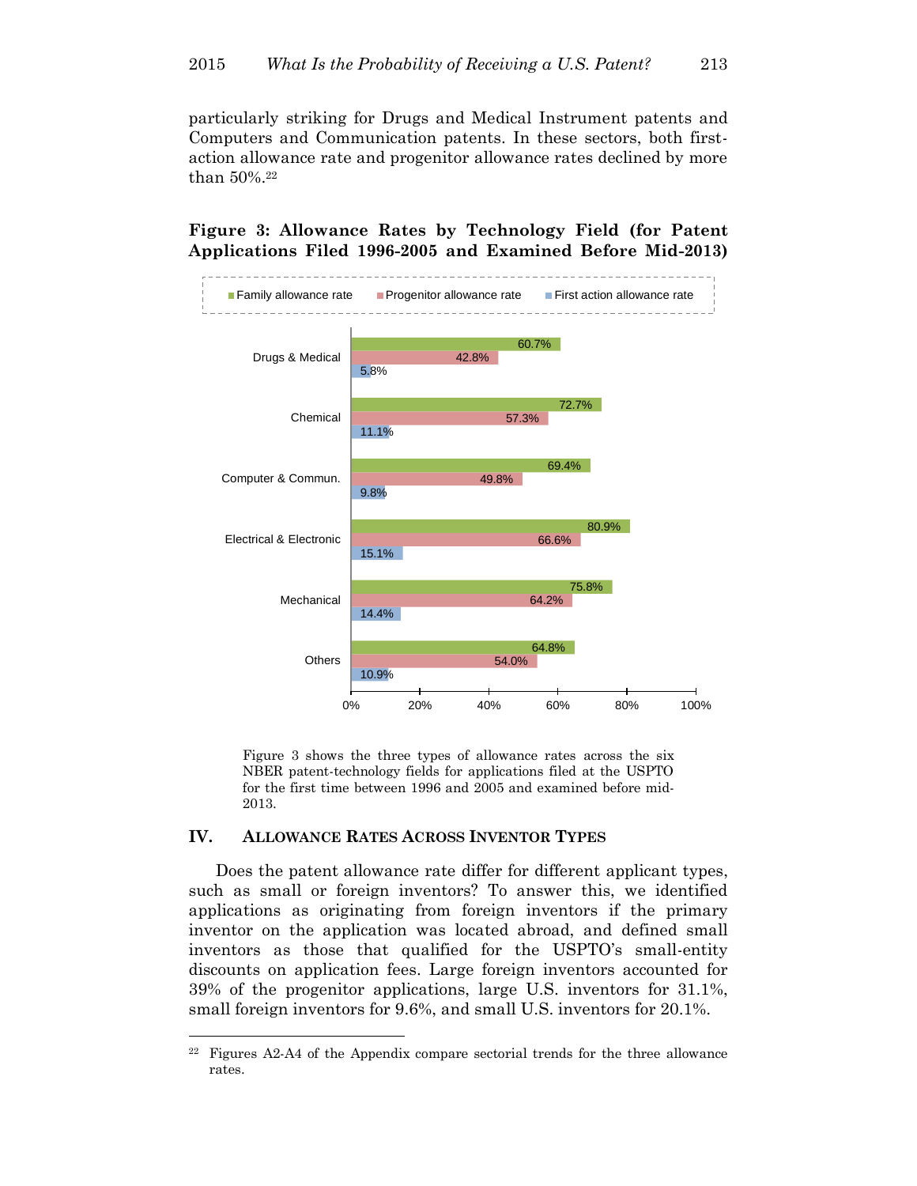particularly striking for Drugs and Medical Instrument patents and Computers and Communication patents. In these sectors, both first-action allowance rate and progenitor allowance rates declined by more than 50%.[22]

**Figure 3: Allowance Rates by Technology Field (for Patent Applications Filed 1996-2005 and Examined Before Mid-2013)**

| | Family allowance rate | Progenitor allowance rate | First action allowance rate |
|---|---|---|---|
| Drugs & Medical | 60.7% | 42.8% | 5.8% |
| Chemical | 72.7% | 57.3% | 11.1% |
| Computer & Commun. | 69.4% | 49.8% | 9.8% |
| Electrical & Electronic | 80.9% | 66.6% | 15.1% |
| Mechanical | 75.8% | 64.2% | 14.4% |
| Others | 64.8% | 54.0% | 10.9% |

Figure 3 shows the three types of allowance rates across the six NBER patent-technology fields for applications filed at the USPTO for the first time between 1996 and 2005 and examined before mid-2013.

## IV. ALLOWANCE RATES ACROSS INVENTOR TYPES

Does the patent allowance rate differ for different applicant types, such as small or foreign inventors? To answer this, we identified applications as originating from foreign inventors if the primary inventor on the application was located abroad, and defined small inventors as those that qualified for the USPTO's small-entity discounts on application fees. Large foreign inventors accounted for 39% of the progenitor applications, large U.S. inventors for 31.1%, small foreign inventors for 9.6%, and small U.S. inventors for 20.1%.

---

[22] Figures A2-A4 of the Appendix compare sectorial trends for the three allowance rates.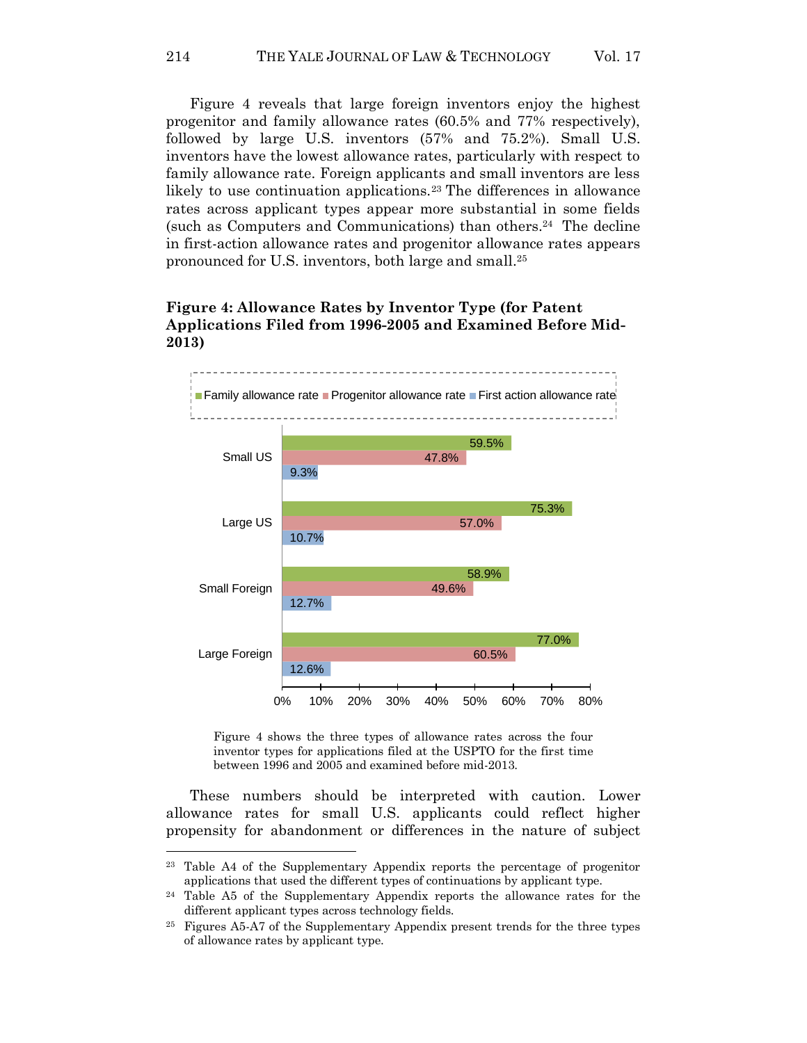Figure 4 reveals that large foreign inventors enjoy the highest progenitor and family allowance rates (60.5% and 77% respectively), followed by large U.S. inventors (57% and 75.2%). Small U.S. inventors have the lowest allowance rates, particularly with respect to family allowance rate. Foreign applicants and small inventors are less likely to use continuation applications.[23] The differences in allowance rates across applicant types appear more substantial in some fields (such as Computers and Communications) than others.[24] The decline in first-action allowance rates and progenitor allowance rates appears pronounced for U.S. inventors, both large and small.[25]

**Figure 4: Allowance Rates by Inventor Type (for Patent Applications Filed from 1996-2005 and Examined Before Mid-2013)**

| | Family allowance rate | Progenitor allowance rate | First action allowance rate |
|---|---|---|---|
| Small US | 59.5% | 47.8% | 9.3% |
| Large US | 75.3% | 57.0% | 10.7% |
| Small Foreign | 58.9% | 49.6% | 12.7% |
| Large Foreign | 77.0% | 60.5% | 12.6% |

Figure 4 shows the three types of allowance rates across the four inventor types for applications filed at the USPTO for the first time between 1996 and 2005 and examined before mid-2013.

These numbers should be interpreted with caution. Lower allowance rates for small U.S. applicants could reflect higher propensity for abandonment or differences in the nature of subject

---

[23] Table A4 of the Supplementary Appendix reports the percentage of progenitor applications that used the different types of continuations by applicant type.

[24] Table A5 of the Supplementary Appendix reports the allowance rates for the different applicant types across technology fields.

[25] Figures A5-A7 of the Supplementary Appendix present trends for the three types of allowance rates by applicant type.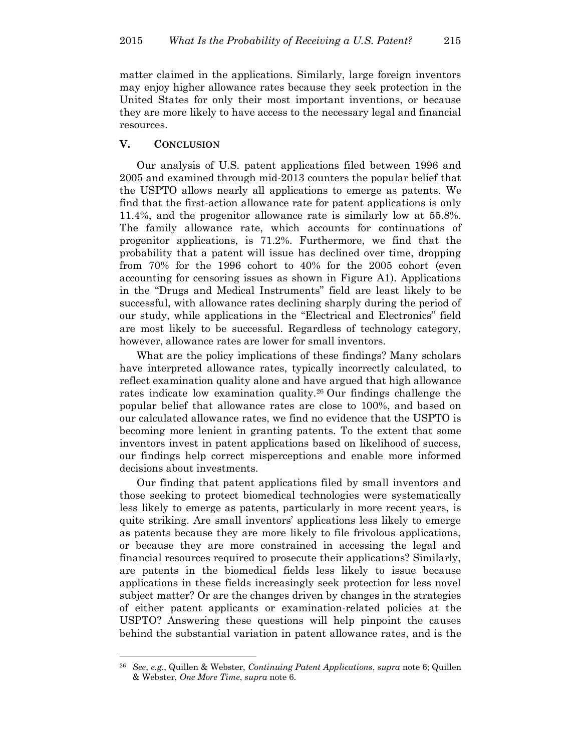matter claimed in the applications. Similarly, large foreign inventors may enjoy higher allowance rates because they seek protection in the United States for only their most important inventions, or because they are more likely to have access to the necessary legal and financial resources.

## V. CONCLUSION

Our analysis of U.S. patent applications filed between 1996 and 2005 and examined through mid-2013 counters the popular belief that the USPTO allows nearly all applications to emerge as patents. We find that the first-action allowance rate for patent applications is only 11.4%, and the progenitor allowance rate is similarly low at 55.8%. The family allowance rate, which accounts for continuations of progenitor applications, is 71.2%. Furthermore, we find that the probability that a patent will issue has declined over time, dropping from 70% for the 1996 cohort to 40% for the 2005 cohort (even accounting for censoring issues as shown in Figure A1). Applications in the "Drugs and Medical Instruments" field are least likely to be successful, with allowance rates declining sharply during the period of our study, while applications in the "Electrical and Electronics" field are most likely to be successful. Regardless of technology category, however, allowance rates are lower for small inventors.

What are the policy implications of these findings? Many scholars have interpreted allowance rates, typically incorrectly calculated, to reflect examination quality alone and have argued that high allowance rates indicate low examination quality.[26] Our findings challenge the popular belief that allowance rates are close to 100%, and based on our calculated allowance rates, we find no evidence that the USPTO is becoming more lenient in granting patents. To the extent that some inventors invest in patent applications based on likelihood of success, our findings help correct misperceptions and enable more informed decisions about investments.

Our finding that patent applications filed by small inventors and those seeking to protect biomedical technologies were systematically less likely to emerge as patents, particularly in more recent years, is quite striking. Are small inventors' applications less likely to emerge as patents because they are more likely to file frivolous applications, or because they are more constrained in accessing the legal and financial resources required to prosecute their applications? Similarly, are patents in the biomedical fields less likely to issue because applications in these fields increasingly seek protection for less novel subject matter? Or are the changes driven by changes in the strategies of either patent applicants or examination-related policies at the USPTO? Answering these questions will help pinpoint the causes behind the substantial variation in patent allowance rates, and is the

---

[26] *See*, *e.g.*, Quillen & Webster, *Continuing Patent Applications*, *supra* note 6; Quillen & Webster, *One More Time*, *supra* note 6.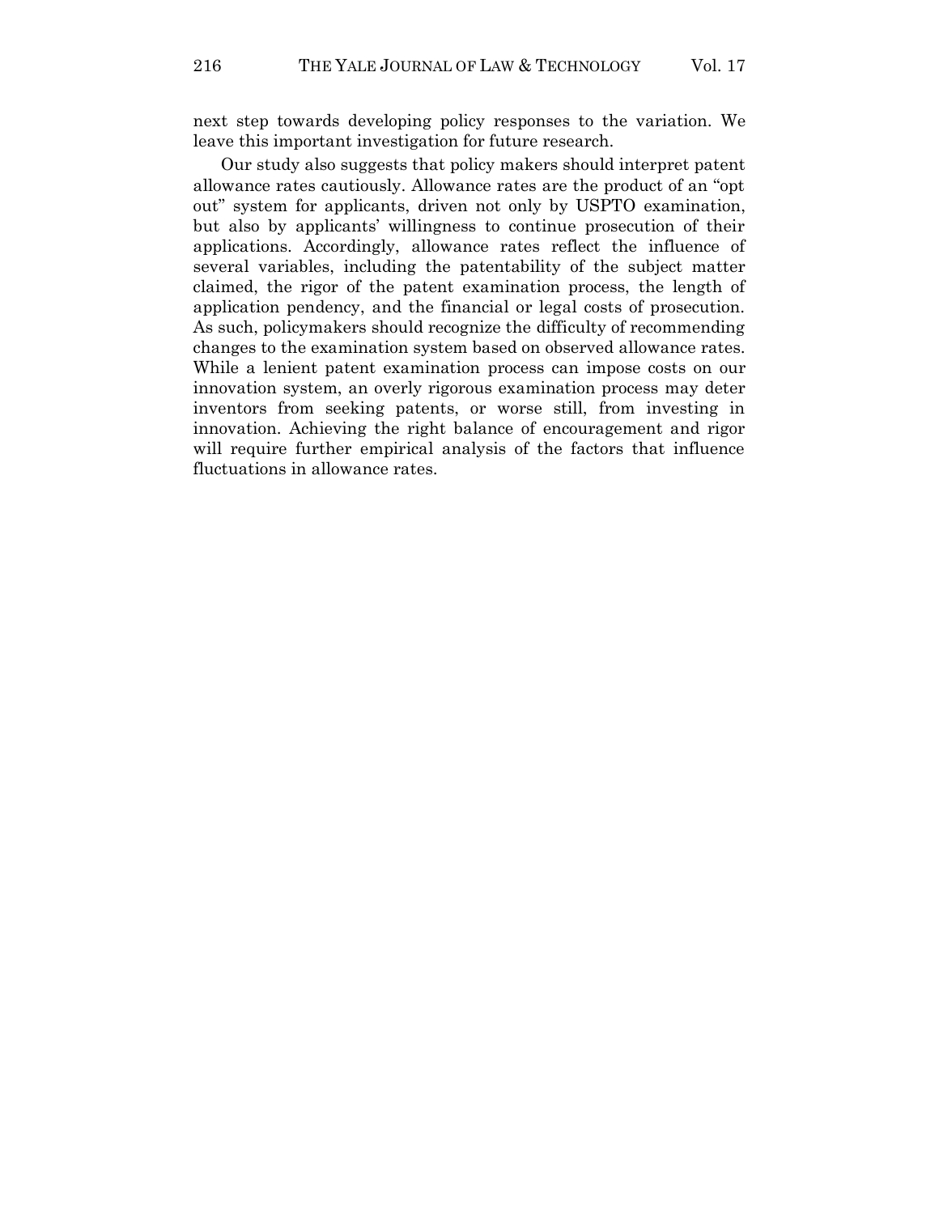next step towards developing policy responses to the variation. We leave this important investigation for future research.

Our study also suggests that policy makers should interpret patent allowance rates cautiously. Allowance rates are the product of an "opt out" system for applicants, driven not only by USPTO examination, but also by applicants' willingness to continue prosecution of their applications. Accordingly, allowance rates reflect the influence of several variables, including the patentability of the subject matter claimed, the rigor of the patent examination process, the length of application pendency, and the financial or legal costs of prosecution. As such, policymakers should recognize the difficulty of recommending changes to the examination system based on observed allowance rates. While a lenient patent examination process can impose costs on our innovation system, an overly rigorous examination process may deter inventors from seeking patents, or worse still, from investing in innovation. Achieving the right balance of encouragement and rigor will require further empirical analysis of the factors that influence fluctuations in allowance rates.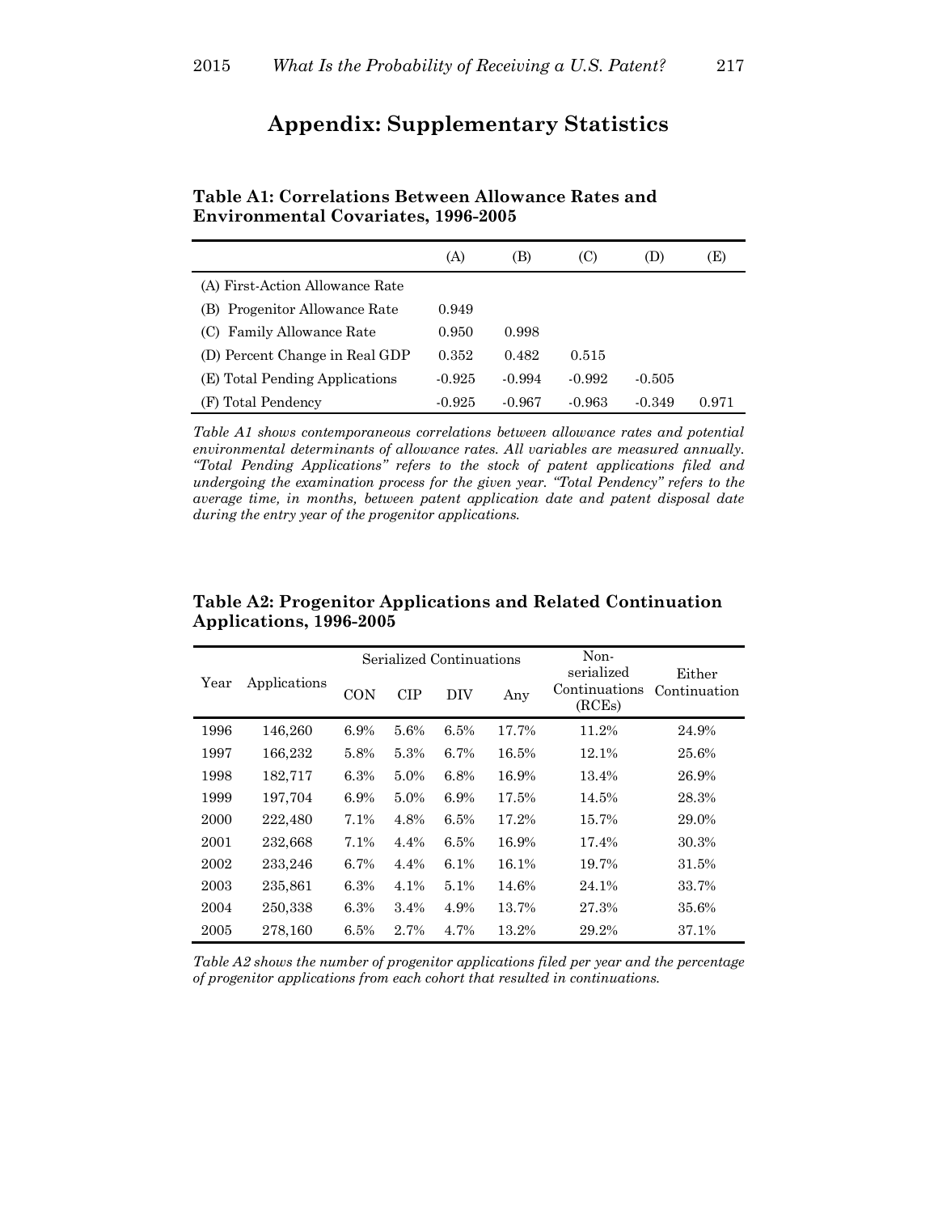## Appendix: Supplementary Statistics

**Table A1: Correlations Between Allowance Rates and Environmental Covariates, 1996-2005**

| | (A) | (B) | (C) | (D) | (E) |
|---|---|---|---|---|---|
| (A) First-Action Allowance Rate | | | | | |
| (B) Progenitor Allowance Rate | 0.949 | | | | |
| (C) Family Allowance Rate | 0.950 | 0.998 | | | |
| (D) Percent Change in Real GDP | 0.352 | 0.482 | 0.515 | | |
| (E) Total Pending Applications | -0.925 | -0.994 | -0.992 | -0.505 | |
| (F) Total Pendency | -0.925 | -0.967 | -0.963 | -0.349 | 0.971 |

*Table A1 shows contemporaneous correlations between allowance rates and potential environmental determinants of allowance rates. All variables are measured annually. "Total Pending Applications" refers to the stock of patent applications filed and undergoing the examination process for the given year. "Total Pendency" refers to the average time, in months, between patent application date and patent disposal date during the entry year of the progenitor applications.*

**Table A2: Progenitor Applications and Related Continuation Applications, 1996-2005**

| Year | Applications | Serialized Continuations | | | | Non-serialized Continuations (RCEs) | Either Continuation |
|---|---|---|---|---|---|---|---|
| | | CON | CIP | DIV | Any | | |
| 1996 | 146,260 | 6.9% | 5.6% | 6.5% | 17.7% | 11.2% | 24.9% |
| 1997 | 166,232 | 5.8% | 5.3% | 6.7% | 16.5% | 12.1% | 25.6% |
| 1998 | 182,717 | 6.3% | 5.0% | 6.8% | 16.9% | 13.4% | 26.9% |
| 1999 | 197,704 | 6.9% | 5.0% | 6.9% | 17.5% | 14.5% | 28.3% |
| 2000 | 222,480 | 7.1% | 4.8% | 6.5% | 17.2% | 15.7% | 29.0% |
| 2001 | 232,668 | 7.1% | 4.4% | 6.5% | 16.9% | 17.4% | 30.3% |
| 2002 | 233,246 | 6.7% | 4.4% | 6.1% | 16.1% | 19.7% | 31.5% |
| 2003 | 235,861 | 6.3% | 4.1% | 5.1% | 14.6% | 24.1% | 33.7% |
| 2004 | 250,338 | 6.3% | 3.4% | 4.9% | 13.7% | 27.3% | 35.6% |
| 2005 | 278,160 | 6.5% | 2.7% | 4.7% | 13.2% | 29.2% | 37.1% |

*Table A2 shows the number of progenitor applications filed per year and the percentage of progenitor applications from each cohort that resulted in continuations.*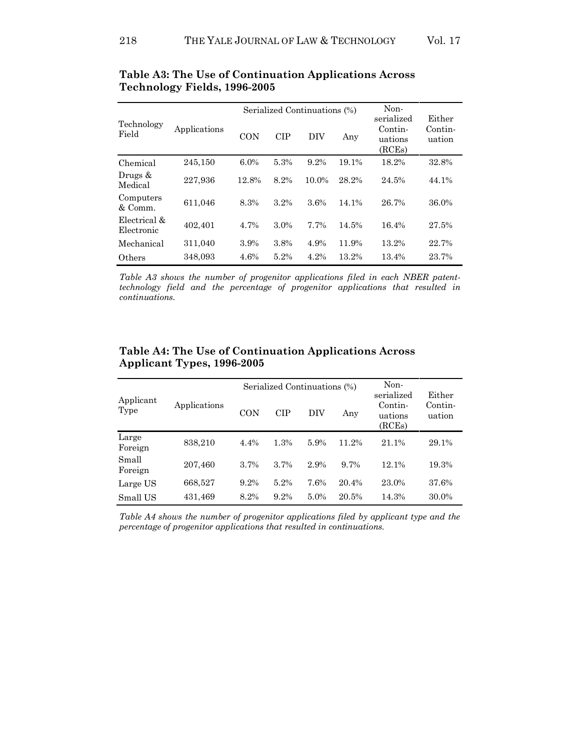**Table A3: The Use of Continuation Applications Across Technology Fields, 1996-2005**

| Technology Field | Applications | Serialized Continuations (%) | | | | Non-serialized Contin-uations (RCEs) | Either Contin-uation |
|---|---|---|---|---|---|---|---|
| | | CON | CIP | DIV | Any | | |
| Chemical | 245,150 | 6.0% | 5.3% | 9.2% | 19.1% | 18.2% | 32.8% |
| Drugs & Medical | 227,936 | 12.8% | 8.2% | 10.0% | 28.2% | 24.5% | 44.1% |
| Computers & Comm. | 611,046 | 8.3% | 3.2% | 3.6% | 14.1% | 26.7% | 36.0% |
| Electrical & Electronic | 402,401 | 4.7% | 3.0% | 7.7% | 14.5% | 16.4% | 27.5% |
| Mechanical | 311,040 | 3.9% | 3.8% | 4.9% | 11.9% | 13.2% | 22.7% |
| Others | 348,093 | 4.6% | 5.2% | 4.2% | 13.2% | 13.4% | 23.7% |

*Table A3 shows the number of progenitor applications filed in each NBER patent-technology field and the percentage of progenitor applications that resulted in continuations.*

**Table A4: The Use of Continuation Applications Across Applicant Types, 1996-2005**

| Applicant Type | Applications | Serialized Continuations (%) | | | | Non-serialized Contin-uations (RCEs) | Either Contin-uation |
|---|---|---|---|---|---|---|---|
| | | CON | CIP | DIV | Any | | |
| Large Foreign | 838,210 | 4.4% | 1.3% | 5.9% | 11.2% | 21.1% | 29.1% |
| Small Foreign | 207,460 | 3.7% | 3.7% | 2.9% | 9.7% | 12.1% | 19.3% |
| Large US | 668,527 | 9.2% | 5.2% | 7.6% | 20.4% | 23.0% | 37.6% |
| Small US | 431,469 | 8.2% | 9.2% | 5.0% | 20.5% | 14.3% | 30.0% |

*Table A4 shows the number of progenitor applications filed by applicant type and the percentage of progenitor applications that resulted in continuations.*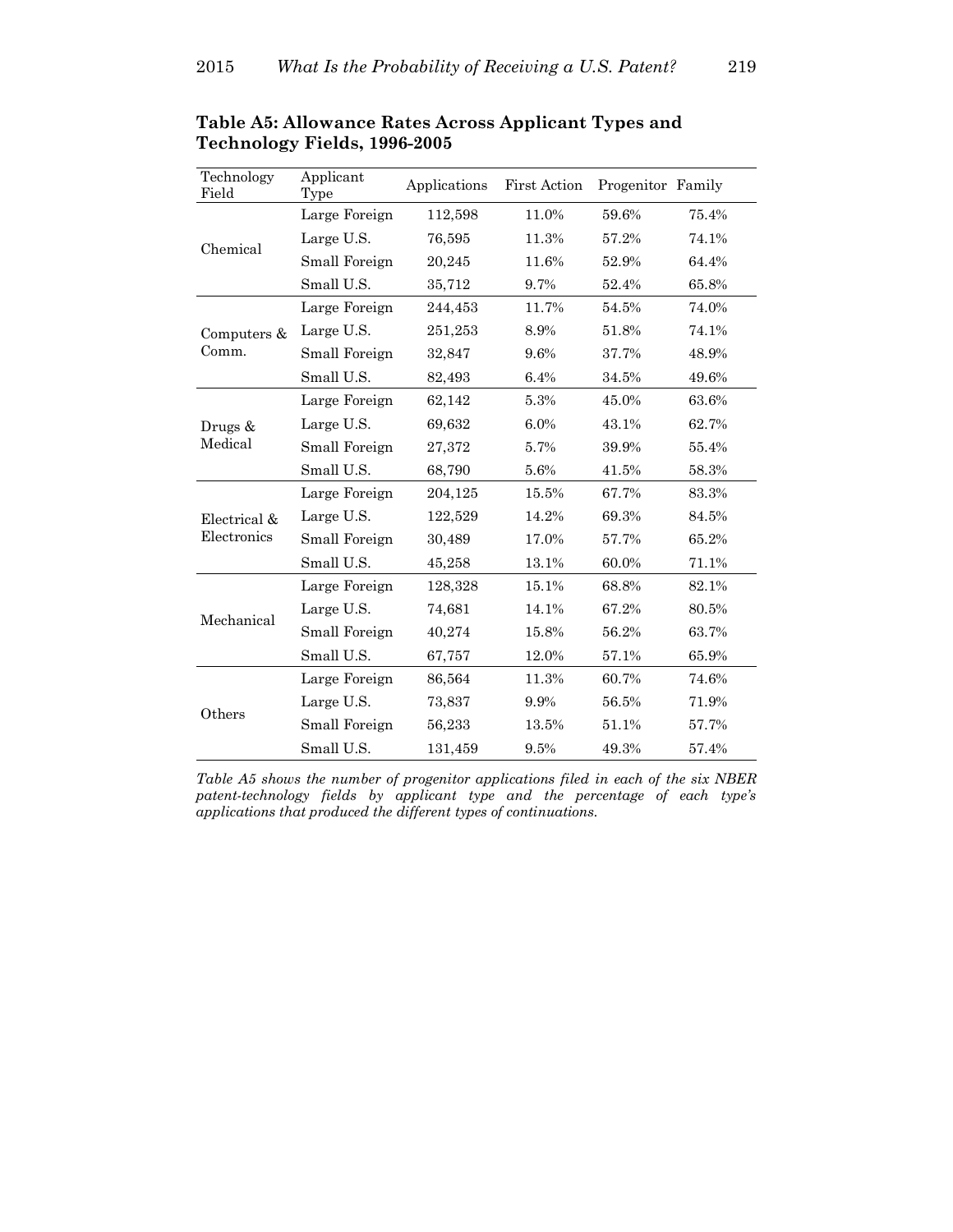**Table A5: Allowance Rates Across Applicant Types and Technology Fields, 1996-2005**

| Technology Field | Applicant Type | Applications | First Action | Progenitor | Family |
|---|---|---|---|---|---|
| Chemical | Large Foreign | 112,598 | 11.0% | 59.6% | 75.4% |
| | Large U.S. | 76,595 | 11.3% | 57.2% | 74.1% |
| | Small Foreign | 20,245 | 11.6% | 52.9% | 64.4% |
| | Small U.S. | 35,712 | 9.7% | 52.4% | 65.8% |
| Computers & Comm. | Large Foreign | 244,453 | 11.7% | 54.5% | 74.0% |
| | Large U.S. | 251,253 | 8.9% | 51.8% | 74.1% |
| | Small Foreign | 32,847 | 9.6% | 37.7% | 48.9% |
| | Small U.S. | 82,493 | 6.4% | 34.5% | 49.6% |
| Drugs & Medical | Large Foreign | 62,142 | 5.3% | 45.0% | 63.6% |
| | Large U.S. | 69,632 | 6.0% | 43.1% | 62.7% |
| | Small Foreign | 27,372 | 5.7% | 39.9% | 55.4% |
| | Small U.S. | 68,790 | 5.6% | 41.5% | 58.3% |
| Electrical & Electronics | Large Foreign | 204,125 | 15.5% | 67.7% | 83.3% |
| | Large U.S. | 122,529 | 14.2% | 69.3% | 84.5% |
| | Small Foreign | 30,489 | 17.0% | 57.7% | 65.2% |
| | Small U.S. | 45,258 | 13.1% | 60.0% | 71.1% |
| Mechanical | Large Foreign | 128,328 | 15.1% | 68.8% | 82.1% |
| | Large U.S. | 74,681 | 14.1% | 67.2% | 80.5% |
| | Small Foreign | 40,274 | 15.8% | 56.2% | 63.7% |
| | Small U.S. | 67,757 | 12.0% | 57.1% | 65.9% |
| Others | Large Foreign | 86,564 | 11.3% | 60.7% | 74.6% |
| | Large U.S. | 73,837 | 9.9% | 56.5% | 71.9% |
| | Small Foreign | 56,233 | 13.5% | 51.1% | 57.7% |
| | Small U.S. | 131,459 | 9.5% | 49.3% | 57.4% |

*Table A5 shows the number of progenitor applications filed in each of the six NBER patent-technology fields by applicant type and the percentage of each type's applications that produced the different types of continuations.*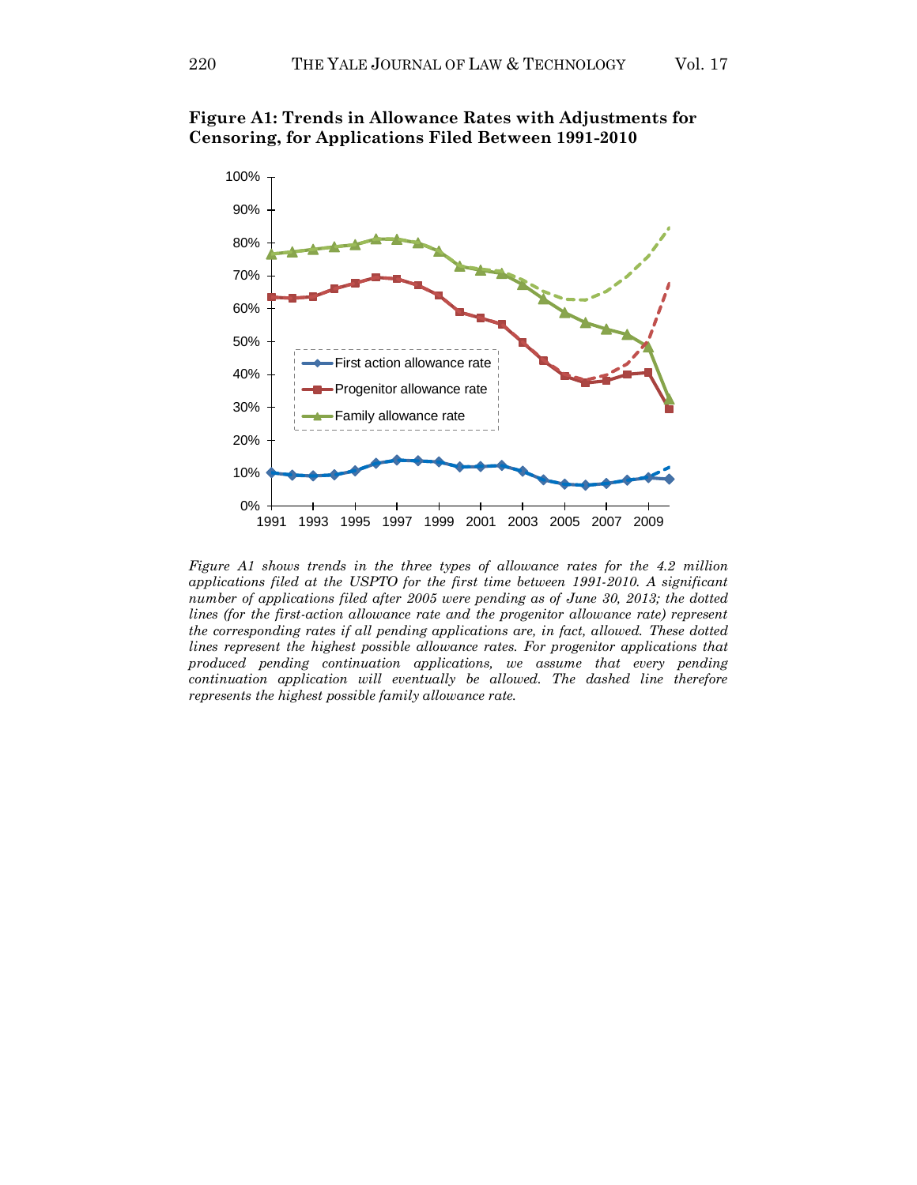**Figure A1: Trends in Allowance Rates with Adjustments for Censoring, for Applications Filed Between 1991-2010**

*Figure A1 shows trends in the three types of allowance rates for the 4.2 million applications filed at the USPTO for the first time between 1991-2010. A significant number of applications filed after 2005 were pending as of June 30, 2013; the dotted lines (for the first-action allowance rate and the progenitor allowance rate) represent the corresponding rates if all pending applications are, in fact, allowed. These dotted lines represent the highest possible allowance rates. For progenitor applications that produced pending continuation applications, we assume that every pending continuation application will eventually be allowed. The dashed line therefore represents the highest possible family allowance rate.*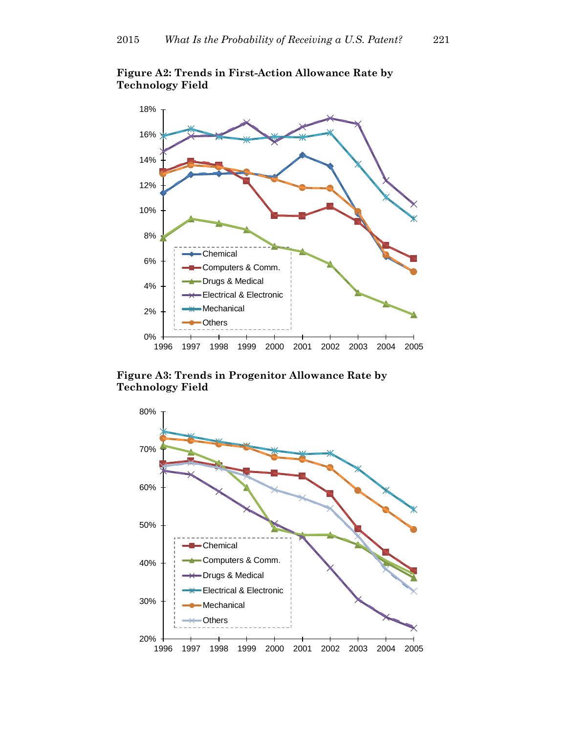**Figure A2: Trends in First-Action Allowance Rate by Technology Field**

**Figure A3: Trends in Progenitor Allowance Rate by Technology Field**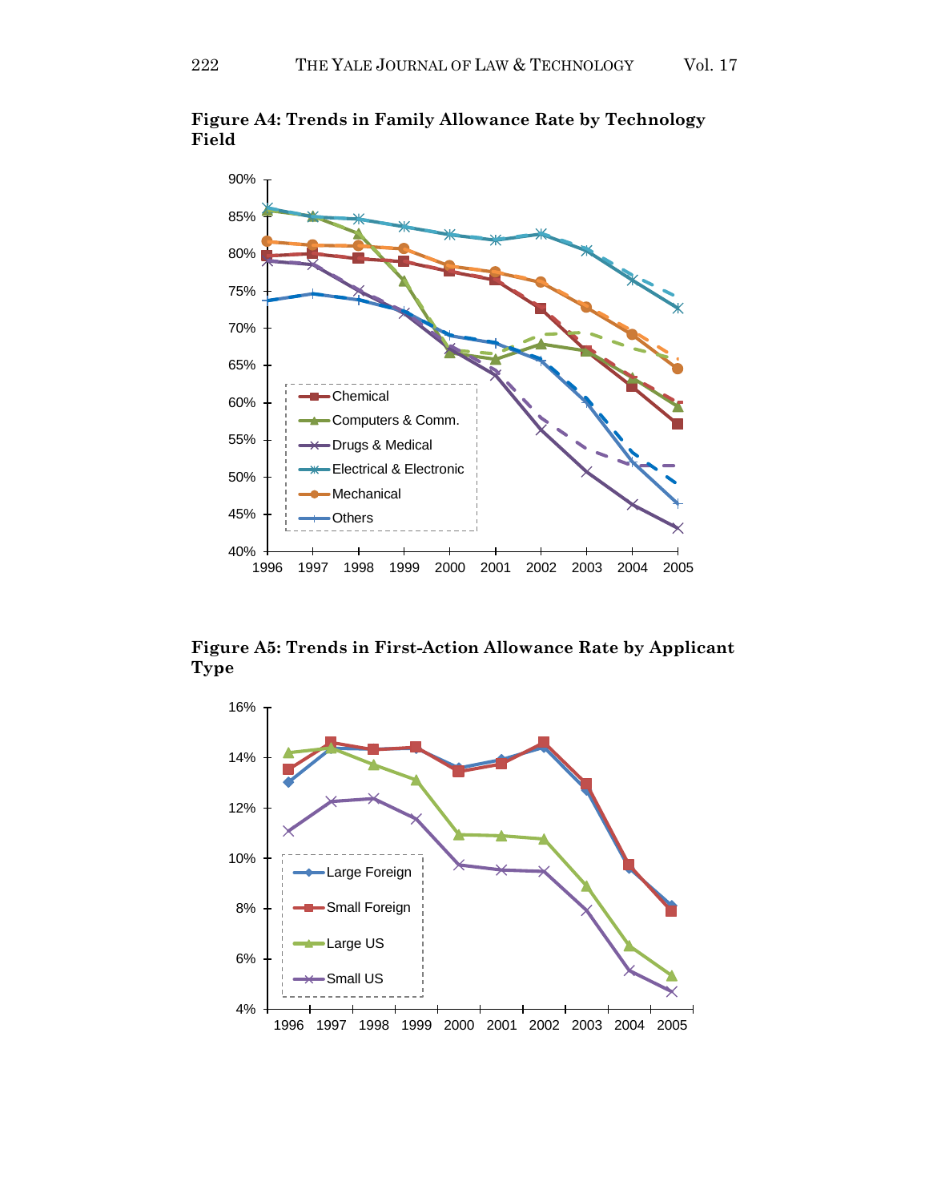**Figure A4: Trends in Family Allowance Rate by Technology Field**

**Figure A5: Trends in First-Action Allowance Rate by Applicant Type**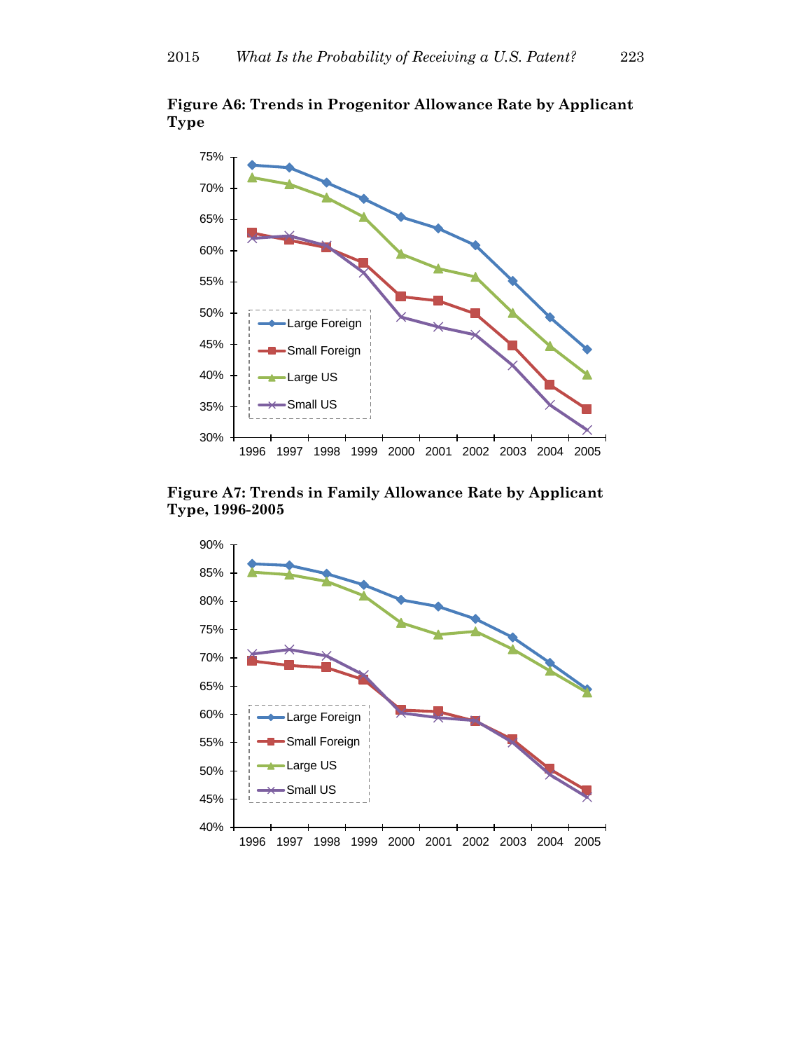**Figure A6: Trends in Progenitor Allowance Rate by Applicant Type**

75%
70%
65%
60%
55%
50%
45%
40%
35%
30%

1996 1997 1998 1999 2000 2001 2002 2003 2004 2005

Large Foreign
Small Foreign
Large US
Small US

**Figure A7: Trends in Family Allowance Rate by Applicant Type, 1996-2005**

90%
85%
80%
75%
70%
65%
60%
55%
50%
45%
40%

1996 1997 1998 1999 2000 2001 2002 2003 2004 2005

Large Foreign
Small Foreign
Large US
Small US